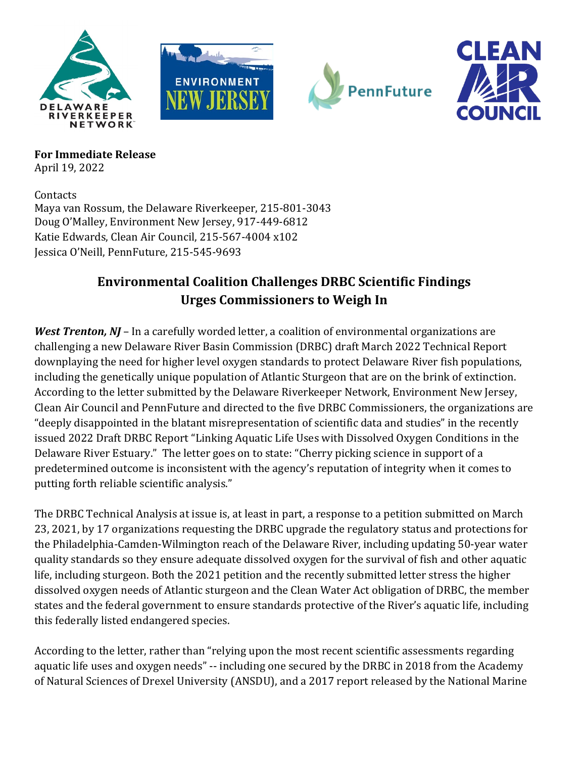**For Immediate Release**
April 19, 2022

Contacts
Maya van Rossum, the Delaware Riverkeeper, 215-801-3043
Doug O'Malley, Environment New Jersey, 917-449-6812
Katie Edwards, Clean Air Council, 215-567-4004 x102
Jessica O'Neill, PennFuture, 215-545-9693

## Environmental Coalition Challenges DRBC Scientific Findings Urges Commissioners to Weigh In

***West Trenton, NJ*** – In a carefully worded letter, a coalition of environmental organizations are challenging a new Delaware River Basin Commission (DRBC) draft March 2022 Technical Report downplaying the need for higher level oxygen standards to protect Delaware River fish populations, including the genetically unique population of Atlantic Sturgeon that are on the brink of extinction. According to the letter submitted by the Delaware Riverkeeper Network, Environment New Jersey, Clean Air Council and PennFuture and directed to the five DRBC Commissioners, the organizations are "deeply disappointed in the blatant misrepresentation of scientific data and studies" in the recently issued 2022 Draft DRBC Report "Linking Aquatic Life Uses with Dissolved Oxygen Conditions in the Delaware River Estuary." The letter goes on to state: "Cherry picking science in support of a predetermined outcome is inconsistent with the agency's reputation of integrity when it comes to putting forth reliable scientific analysis."

The DRBC Technical Analysis at issue is, at least in part, a response to a petition submitted on March 23, 2021, by 17 organizations requesting the DRBC upgrade the regulatory status and protections for the Philadelphia-Camden-Wilmington reach of the Delaware River, including updating 50-year water quality standards so they ensure adequate dissolved oxygen for the survival of fish and other aquatic life, including sturgeon. Both the 2021 petition and the recently submitted letter stress the higher dissolved oxygen needs of Atlantic sturgeon and the Clean Water Act obligation of DRBC, the member states and the federal government to ensure standards protective of the River's aquatic life, including this federally listed endangered species.

According to the letter, rather than "relying upon the most recent scientific assessments regarding aquatic life uses and oxygen needs" -- including one secured by the DRBC in 2018 from the Academy of Natural Sciences of Drexel University (ANSDU), and a 2017 report released by the National Marine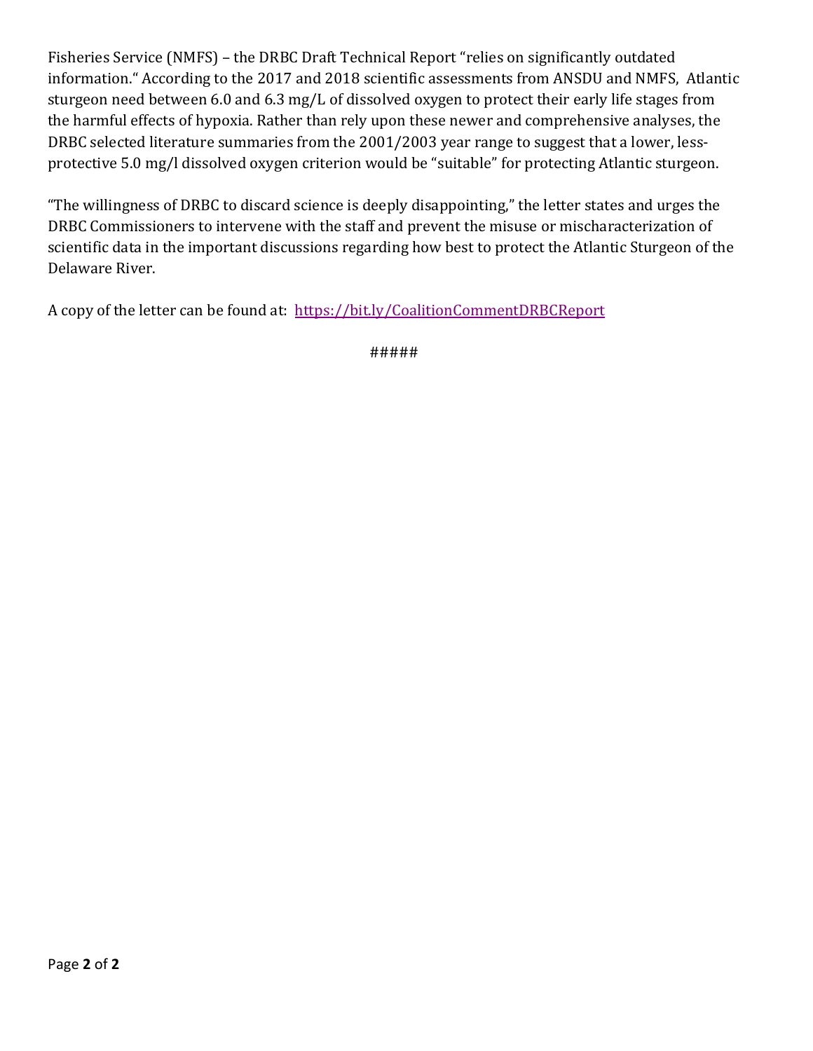Fisheries Service (NMFS) – the DRBC Draft Technical Report "relies on significantly outdated information." According to the 2017 and 2018 scientific assessments from ANSDU and NMFS, Atlantic sturgeon need between 6.0 and 6.3 mg/L of dissolved oxygen to protect their early life stages from the harmful effects of hypoxia. Rather than rely upon these newer and comprehensive analyses, the DRBC selected literature summaries from the 2001/2003 year range to suggest that a lower, less-protective 5.0 mg/l dissolved oxygen criterion would be "suitable" for protecting Atlantic sturgeon.

"The willingness of DRBC to discard science is deeply disappointing," the letter states and urges the DRBC Commissioners to intervene with the staff and prevent the misuse or mischaracterization of scientific data in the important discussions regarding how best to protect the Atlantic Sturgeon of the Delaware River.

A copy of the letter can be found at: https://bit.ly/CoalitionCommentDRBCReport

#####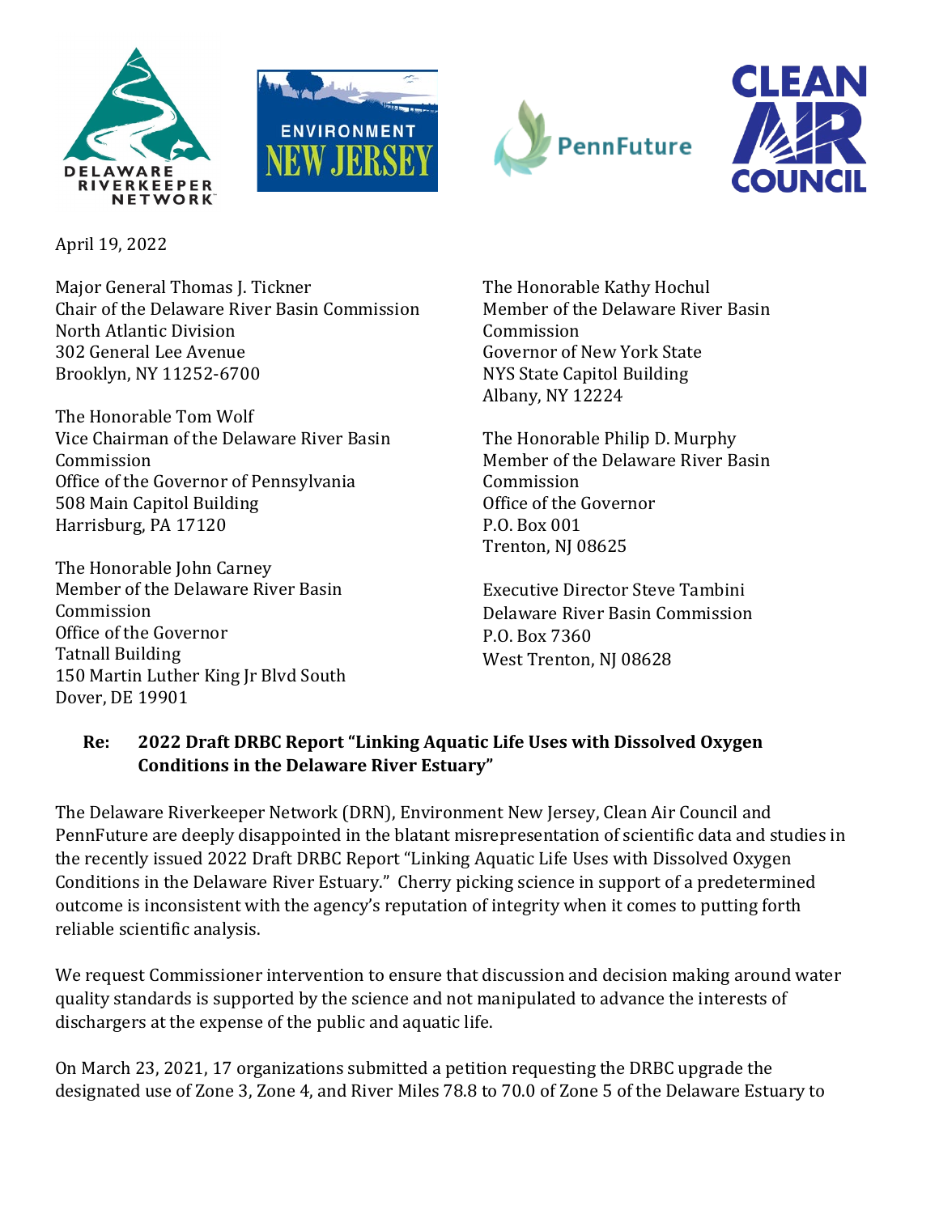April 19, 2022

Major General Thomas J. Tickner
Chair of the Delaware River Basin Commission
North Atlantic Division
302 General Lee Avenue
Brooklyn, NY 11252-6700

The Honorable Tom Wolf
Vice Chairman of the Delaware River Basin Commission
Office of the Governor of Pennsylvania
508 Main Capitol Building
Harrisburg, PA 17120

The Honorable John Carney
Member of the Delaware River Basin Commission
Office of the Governor
Tatnall Building
150 Martin Luther King Jr Blvd South
Dover, DE 19901

The Honorable Kathy Hochul
Member of the Delaware River Basin Commission
Governor of New York State
NYS State Capitol Building
Albany, NY 12224

The Honorable Philip D. Murphy
Member of the Delaware River Basin Commission
Office of the Governor
P.O. Box 001
Trenton, NJ 08625

Executive Director Steve Tambini
Delaware River Basin Commission
P.O. Box 7360
West Trenton, NJ 08628

**Re: 2022 Draft DRBC Report "Linking Aquatic Life Uses with Dissolved Oxygen Conditions in the Delaware River Estuary"**

The Delaware Riverkeeper Network (DRN), Environment New Jersey, Clean Air Council and PennFuture are deeply disappointed in the blatant misrepresentation of scientific data and studies in the recently issued 2022 Draft DRBC Report "Linking Aquatic Life Uses with Dissolved Oxygen Conditions in the Delaware River Estuary." Cherry picking science in support of a predetermined outcome is inconsistent with the agency's reputation of integrity when it comes to putting forth reliable scientific analysis.

We request Commissioner intervention to ensure that discussion and decision making around water quality standards is supported by the science and not manipulated to advance the interests of dischargers at the expense of the public and aquatic life.

On March 23, 2021, 17 organizations submitted a petition requesting the DRBC upgrade the designated use of Zone 3, Zone 4, and River Miles 78.8 to 70.0 of Zone 5 of the Delaware Estuary to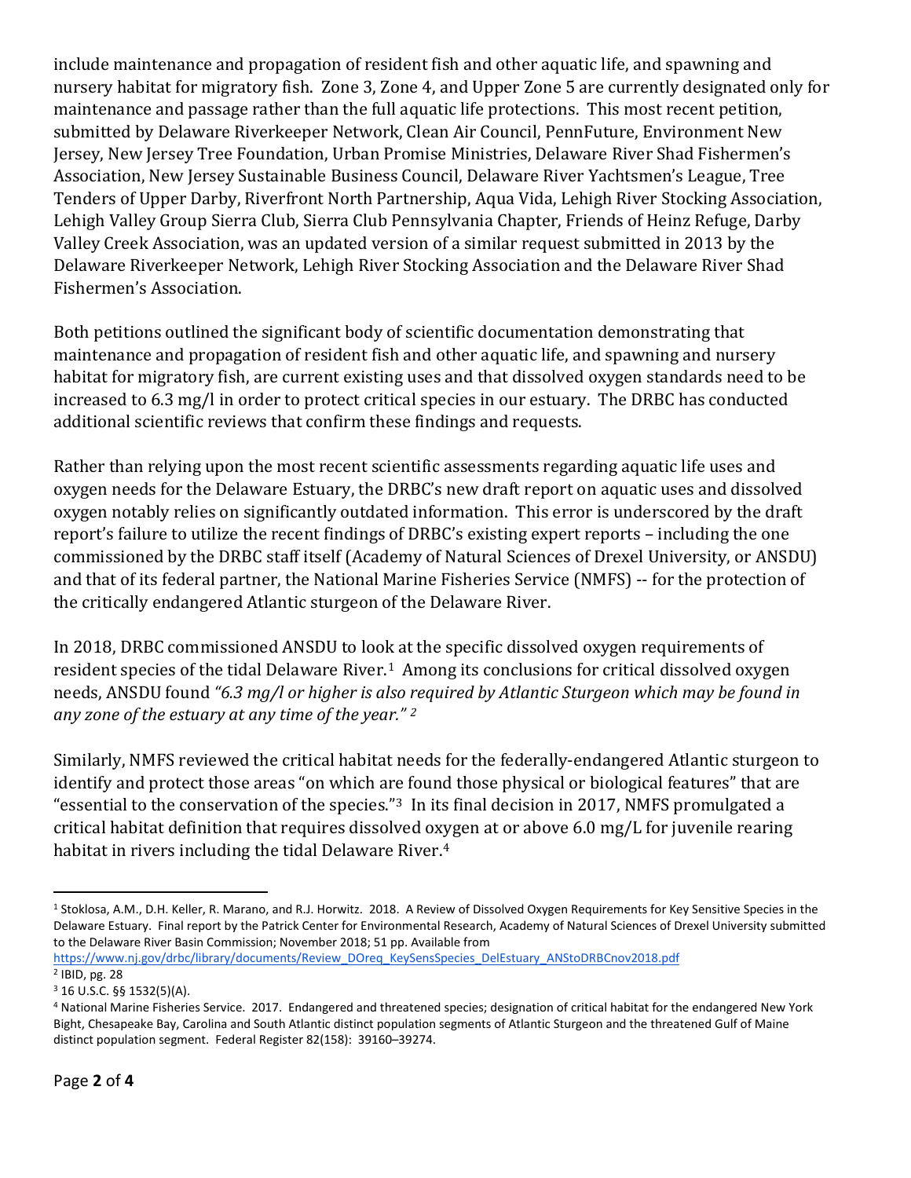include maintenance and propagation of resident fish and other aquatic life, and spawning and nursery habitat for migratory fish. Zone 3, Zone 4, and Upper Zone 5 are currently designated only for maintenance and passage rather than the full aquatic life protections. This most recent petition, submitted by Delaware Riverkeeper Network, Clean Air Council, PennFuture, Environment New Jersey, New Jersey Tree Foundation, Urban Promise Ministries, Delaware River Shad Fishermen's Association, New Jersey Sustainable Business Council, Delaware River Yachtsmen's League, Tree Tenders of Upper Darby, Riverfront North Partnership, Aqua Vida, Lehigh River Stocking Association, Lehigh Valley Group Sierra Club, Sierra Club Pennsylvania Chapter, Friends of Heinz Refuge, Darby Valley Creek Association, was an updated version of a similar request submitted in 2013 by the Delaware Riverkeeper Network, Lehigh River Stocking Association and the Delaware River Shad Fishermen's Association.

Both petitions outlined the significant body of scientific documentation demonstrating that maintenance and propagation of resident fish and other aquatic life, and spawning and nursery habitat for migratory fish, are current existing uses and that dissolved oxygen standards need to be increased to 6.3 mg/l in order to protect critical species in our estuary. The DRBC has conducted additional scientific reviews that confirm these findings and requests.

Rather than relying upon the most recent scientific assessments regarding aquatic life uses and oxygen needs for the Delaware Estuary, the DRBC's new draft report on aquatic uses and dissolved oxygen notably relies on significantly outdated information. This error is underscored by the draft report's failure to utilize the recent findings of DRBC's existing expert reports – including the one commissioned by the DRBC staff itself (Academy of Natural Sciences of Drexel University, or ANSDU) and that of its federal partner, the National Marine Fisheries Service (NMFS) -- for the protection of the critically endangered Atlantic sturgeon of the Delaware River.

In 2018, DRBC commissioned ANSDU to look at the specific dissolved oxygen requirements of resident species of the tidal Delaware River.[1] Among its conclusions for critical dissolved oxygen needs, ANSDU found *"6.3 mg/l or higher is also required by Atlantic Sturgeon which may be found in any zone of the estuary at any time of the year."* [2]

Similarly, NMFS reviewed the critical habitat needs for the federally-endangered Atlantic sturgeon to identify and protect those areas "on which are found those physical or biological features" that are "essential to the conservation of the species."[3] In its final decision in 2017, NMFS promulgated a critical habitat definition that requires dissolved oxygen at or above 6.0 mg/L for juvenile rearing habitat in rivers including the tidal Delaware River.[4]

---

[1] Stoklosa, A.M., D.H. Keller, R. Marano, and R.J. Horwitz. 2018. A Review of Dissolved Oxygen Requirements for Key Sensitive Species in the Delaware Estuary. Final report by the Patrick Center for Environmental Research, Academy of Natural Sciences of Drexel University submitted to the Delaware River Basin Commission; November 2018; 51 pp. Available from https://www.nj.gov/drbc/library/documents/Review_DOreq_KeySensSpecies_DelEstuary_ANStoDRBCnov2018.pdf

[2] IBID, pg. 28

[3] 16 U.S.C. §§ 1532(5)(A).

[4] National Marine Fisheries Service. 2017. Endangered and threatened species; designation of critical habitat for the endangered New York Bight, Chesapeake Bay, Carolina and South Atlantic distinct population segments of Atlantic Sturgeon and the threatened Gulf of Maine distinct population segment. Federal Register 82(158): 39160–39274.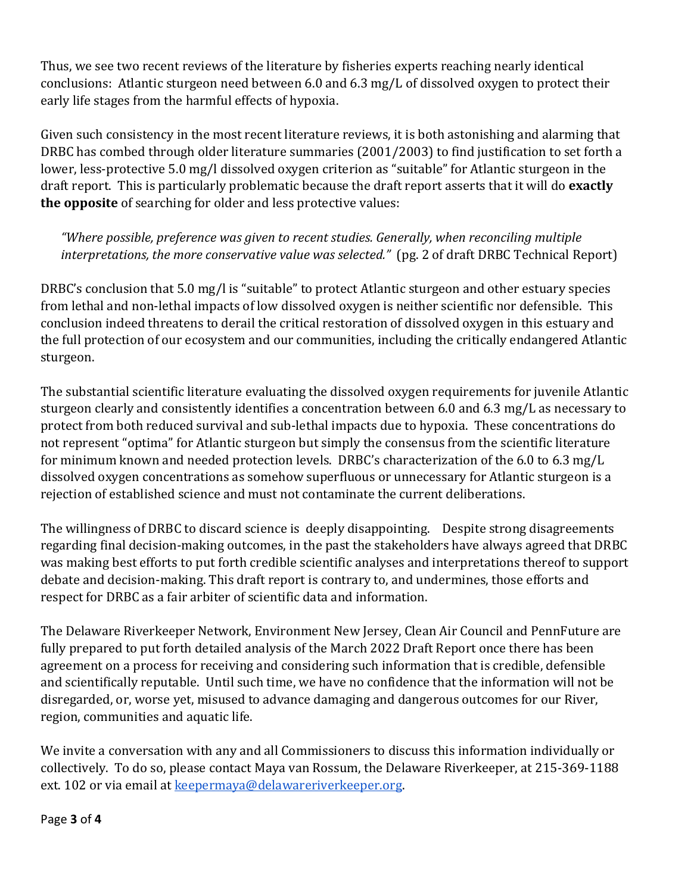Thus, we see two recent reviews of the literature by fisheries experts reaching nearly identical conclusions: Atlantic sturgeon need between 6.0 and 6.3 mg/L of dissolved oxygen to protect their early life stages from the harmful effects of hypoxia.

Given such consistency in the most recent literature reviews, it is both astonishing and alarming that DRBC has combed through older literature summaries (2001/2003) to find justification to set forth a lower, less-protective 5.0 mg/l dissolved oxygen criterion as "suitable" for Atlantic sturgeon in the draft report. This is particularly problematic because the draft report asserts that it will do **exactly the opposite** of searching for older and less protective values:

> *"Where possible, preference was given to recent studies. Generally, when reconciling multiple interpretations, the more conservative value was selected."* (pg. 2 of draft DRBC Technical Report)

DRBC's conclusion that 5.0 mg/l is "suitable" to protect Atlantic sturgeon and other estuary species from lethal and non-lethal impacts of low dissolved oxygen is neither scientific nor defensible. This conclusion indeed threatens to derail the critical restoration of dissolved oxygen in this estuary and the full protection of our ecosystem and our communities, including the critically endangered Atlantic sturgeon.

The substantial scientific literature evaluating the dissolved oxygen requirements for juvenile Atlantic sturgeon clearly and consistently identifies a concentration between 6.0 and 6.3 mg/L as necessary to protect from both reduced survival and sub-lethal impacts due to hypoxia. These concentrations do not represent "optima" for Atlantic sturgeon but simply the consensus from the scientific literature for minimum known and needed protection levels. DRBC's characterization of the 6.0 to 6.3 mg/L dissolved oxygen concentrations as somehow superfluous or unnecessary for Atlantic sturgeon is a rejection of established science and must not contaminate the current deliberations.

The willingness of DRBC to discard science is deeply disappointing. Despite strong disagreements regarding final decision-making outcomes, in the past the stakeholders have always agreed that DRBC was making best efforts to put forth credible scientific analyses and interpretations thereof to support debate and decision-making. This draft report is contrary to, and undermines, those efforts and respect for DRBC as a fair arbiter of scientific data and information.

The Delaware Riverkeeper Network, Environment New Jersey, Clean Air Council and PennFuture are fully prepared to put forth detailed analysis of the March 2022 Draft Report once there has been agreement on a process for receiving and considering such information that is credible, defensible and scientifically reputable. Until such time, we have no confidence that the information will not be disregarded, or, worse yet, misused to advance damaging and dangerous outcomes for our River, region, communities and aquatic life.

We invite a conversation with any and all Commissioners to discuss this information individually or collectively. To do so, please contact Maya van Rossum, the Delaware Riverkeeper, at 215-369-1188 ext. 102 or via email at keepermaya@delawareriverkeeper.org.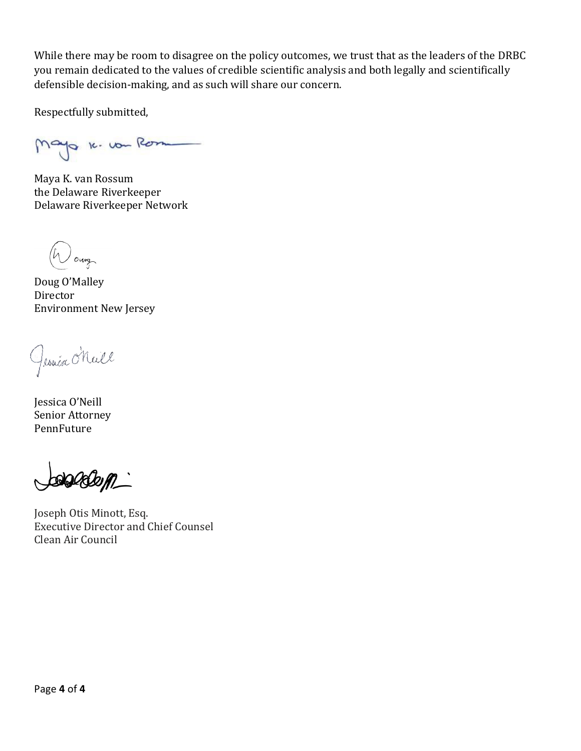While there may be room to disagree on the policy outcomes, we trust that as the leaders of the DRBC you remain dedicated to the values of credible scientific analysis and both legally and scientifically defensible decision-making, and as such will share our concern.

Respectfully submitted,

Maya K. van Rossum
the Delaware Riverkeeper
Delaware Riverkeeper Network

Doug O'Malley
Director
Environment New Jersey

Jessica O'Neill
Senior Attorney
PennFuture

Joseph Otis Minott, Esq.
Executive Director and Chief Counsel
Clean Air Council